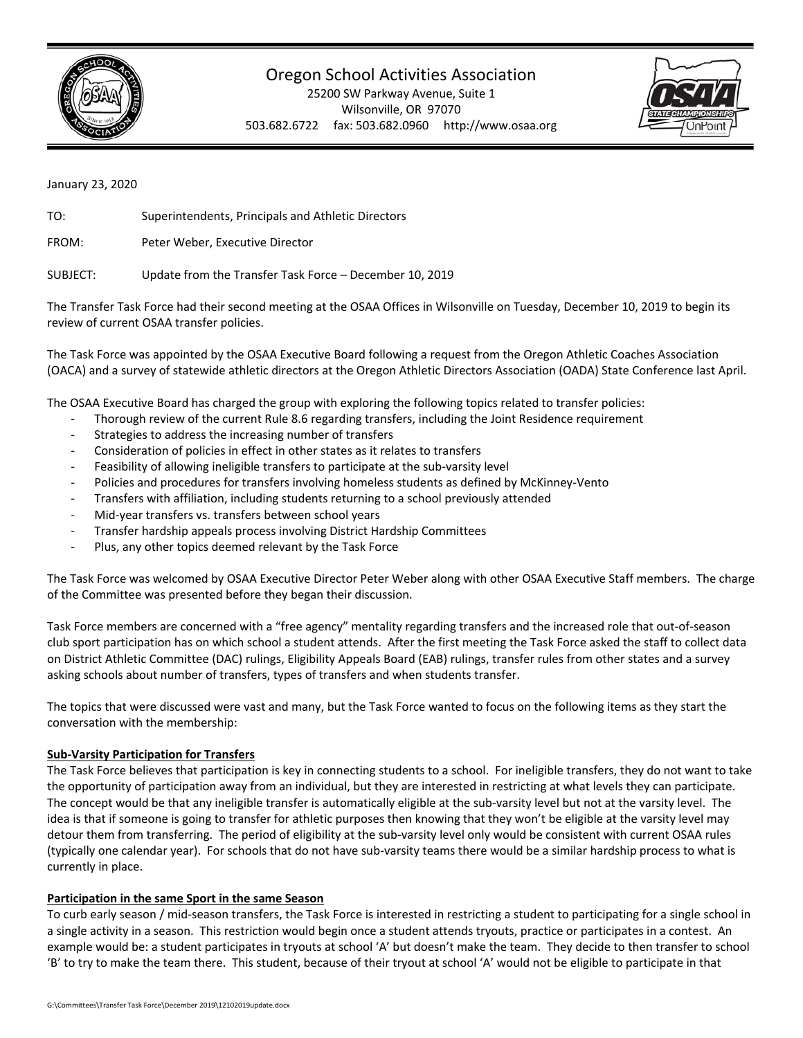# Oregon School Activities Association

25200 SW Parkway Avenue, Suite 1
Wilsonville, OR 97070
503.682.6722 fax: 503.682.0960 http://www.osaa.org

January 23, 2020

TO: Superintendents, Principals and Athletic Directors

FROM: Peter Weber, Executive Director

SUBJECT: Update from the Transfer Task Force – December 10, 2019

The Transfer Task Force had their second meeting at the OSAA Offices in Wilsonville on Tuesday, December 10, 2019 to begin its review of current OSAA transfer policies.

The Task Force was appointed by the OSAA Executive Board following a request from the Oregon Athletic Coaches Association (OACA) and a survey of statewide athletic directors at the Oregon Athletic Directors Association (OADA) State Conference last April.

The OSAA Executive Board has charged the group with exploring the following topics related to transfer policies:

- Thorough review of the current Rule 8.6 regarding transfers, including the Joint Residence requirement
- Strategies to address the increasing number of transfers
- Consideration of policies in effect in other states as it relates to transfers
- Feasibility of allowing ineligible transfers to participate at the sub-varsity level
- Policies and procedures for transfers involving homeless students as defined by McKinney-Vento
- Transfers with affiliation, including students returning to a school previously attended
- Mid-year transfers vs. transfers between school years
- Transfer hardship appeals process involving District Hardship Committees
- Plus, any other topics deemed relevant by the Task Force

The Task Force was welcomed by OSAA Executive Director Peter Weber along with other OSAA Executive Staff members. The charge of the Committee was presented before they began their discussion.

Task Force members are concerned with a "free agency" mentality regarding transfers and the increased role that out-of-season club sport participation has on which school a student attends. After the first meeting the Task Force asked the staff to collect data on District Athletic Committee (DAC) rulings, Eligibility Appeals Board (EAB) rulings, transfer rules from other states and a survey asking schools about number of transfers, types of transfers and when students transfer.

The topics that were discussed were vast and many, but the Task Force wanted to focus on the following items as they start the conversation with the membership:

**Sub-Varsity Participation for Transfers**

The Task Force believes that participation is key in connecting students to a school. For ineligible transfers, they do not want to take the opportunity of participation away from an individual, but they are interested in restricting at what levels they can participate. The concept would be that any ineligible transfer is automatically eligible at the sub-varsity level but not at the varsity level. The idea is that if someone is going to transfer for athletic purposes then knowing that they won't be eligible at the varsity level may detour them from transferring. The period of eligibility at the sub-varsity level only would be consistent with current OSAA rules (typically one calendar year). For schools that do not have sub-varsity teams there would be a similar hardship process to what is currently in place.

**Participation in the same Sport in the same Season**

To curb early season / mid-season transfers, the Task Force is interested in restricting a student to participating for a single school in a single activity in a season. This restriction would begin once a student attends tryouts, practice or participates in a contest. An example would be: a student participates in tryouts at school 'A' but doesn't make the team. They decide to then transfer to school 'B' to try to make the team there. This student, because of their tryout at school 'A' would not be eligible to participate in that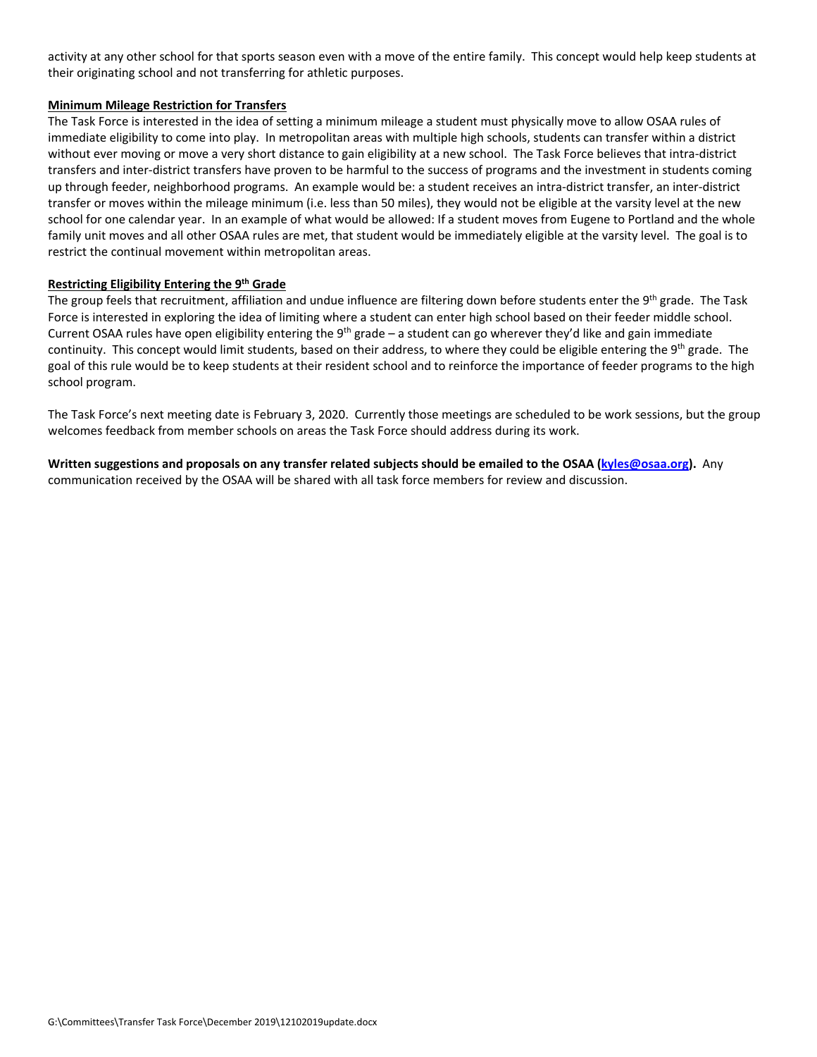activity at any other school for that sports season even with a move of the entire family. This concept would help keep students at their originating school and not transferring for athletic purposes.

**Minimum Mileage Restriction for Transfers**

The Task Force is interested in the idea of setting a minimum mileage a student must physically move to allow OSAA rules of immediate eligibility to come into play. In metropolitan areas with multiple high schools, students can transfer within a district without ever moving or move a very short distance to gain eligibility at a new school. The Task Force believes that intra-district transfers and inter-district transfers have proven to be harmful to the success of programs and the investment in students coming up through feeder, neighborhood programs. An example would be: a student receives an intra-district transfer, an inter-district transfer or moves within the mileage minimum (i.e. less than 50 miles), they would not be eligible at the varsity level at the new school for one calendar year. In an example of what would be allowed: If a student moves from Eugene to Portland and the whole family unit moves and all other OSAA rules are met, that student would be immediately eligible at the varsity level. The goal is to restrict the continual movement within metropolitan areas.

**Restricting Eligibility Entering the 9th Grade**

The group feels that recruitment, affiliation and undue influence are filtering down before students enter the 9th grade. The Task Force is interested in exploring the idea of limiting where a student can enter high school based on their feeder middle school. Current OSAA rules have open eligibility entering the 9th grade – a student can go wherever they'd like and gain immediate continuity. This concept would limit students, based on their address, to where they could be eligible entering the 9th grade. The goal of this rule would be to keep students at their resident school and to reinforce the importance of feeder programs to the high school program.

The Task Force's next meeting date is February 3, 2020. Currently those meetings are scheduled to be work sessions, but the group welcomes feedback from member schools on areas the Task Force should address during its work.

**Written suggestions and proposals on any transfer related subjects should be emailed to the OSAA (kyles@osaa.org).** Any communication received by the OSAA will be shared with all task force members for review and discussion.

G:\Committees\Transfer Task Force\December 2019\12102019update.docx